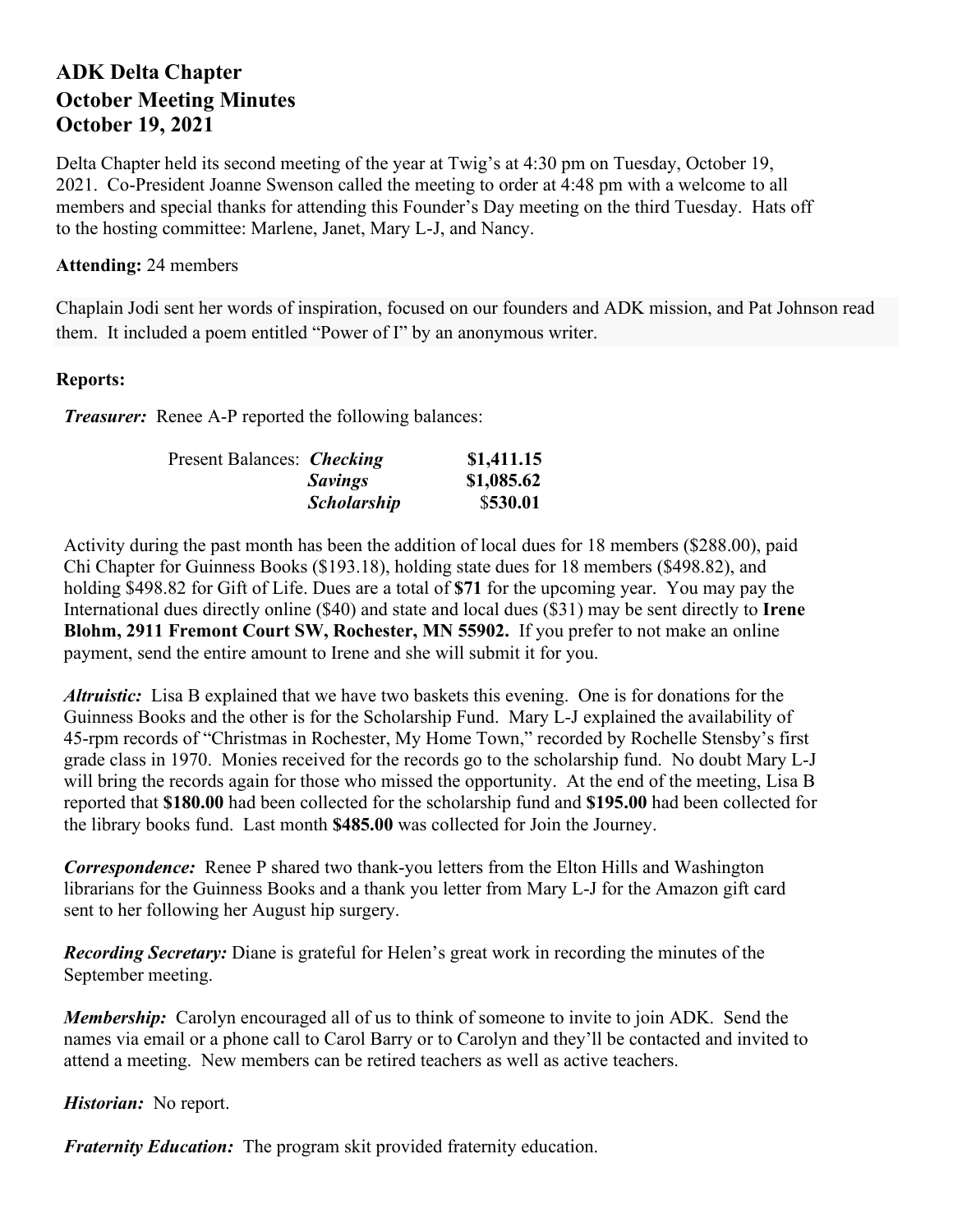# ADK Delta Chapter
# October Meeting Minutes
# October 19, 2021

Delta Chapter held its second meeting of the year at Twig's at 4:30 pm on Tuesday, October 19, 2021. Co-President Joanne Swenson called the meeting to order at 4:48 pm with a welcome to all members and special thanks for attending this Founder's Day meeting on the third Tuesday. Hats off to the hosting committee: Marlene, Janet, Mary L-J, and Nancy.

**Attending:** 24 members

Chaplain Jodi sent her words of inspiration, focused on our founders and ADK mission, and Pat Johnson read them. It included a poem entitled "Power of I" by an anonymous writer.

**Reports:**

***Treasurer:*** Renee A-P reported the following balances:

| Present Balances: | ***Checking*** | **$1,411.15** |
|---|---|---|
| | ***Savings*** | **$1,085.62** |
| | ***Scholarship*** | $**530.01** |

Activity during the past month has been the addition of local dues for 18 members ($288.00), paid Chi Chapter for Guinness Books ($193.18), holding state dues for 18 members ($498.82), and holding $498.82 for Gift of Life. Dues are a total of **$71** for the upcoming year. You may pay the International dues directly online ($40) and state and local dues ($31) may be sent directly to **Irene Blohm, 2911 Fremont Court SW, Rochester, MN 55902.** If you prefer to not make an online payment, send the entire amount to Irene and she will submit it for you.

***Altruistic:*** Lisa B explained that we have two baskets this evening. One is for donations for the Guinness Books and the other is for the Scholarship Fund. Mary L-J explained the availability of 45-rpm records of "Christmas in Rochester, My Home Town," recorded by Rochelle Stensby's first grade class in 1970. Monies received for the records go to the scholarship fund. No doubt Mary L-J will bring the records again for those who missed the opportunity. At the end of the meeting, Lisa B reported that **$180.00** had been collected for the scholarship fund and **$195.00** had been collected for the library books fund. Last month **$485.00** was collected for Join the Journey.

***Correspondence:*** Renee P shared two thank-you letters from the Elton Hills and Washington librarians for the Guinness Books and a thank you letter from Mary L-J for the Amazon gift card sent to her following her August hip surgery.

***Recording Secretary:*** Diane is grateful for Helen's great work in recording the minutes of the September meeting.

***Membership:*** Carolyn encouraged all of us to think of someone to invite to join ADK. Send the names via email or a phone call to Carol Barry or to Carolyn and they'll be contacted and invited to attend a meeting. New members can be retired teachers as well as active teachers.

***Historian:*** No report.

***Fraternity Education:*** The program skit provided fraternity education.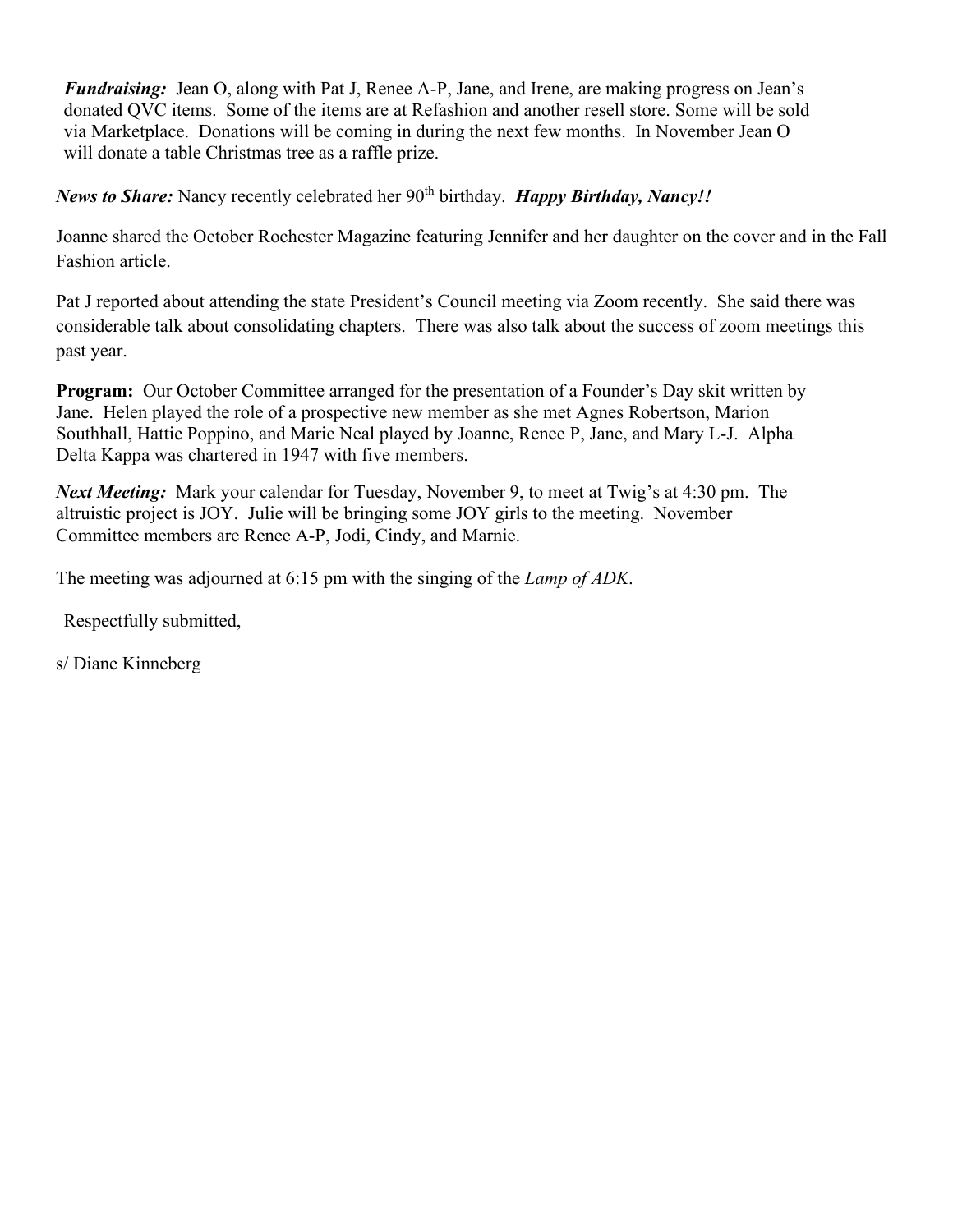***Fundraising:*** Jean O, along with Pat J, Renee A-P, Jane, and Irene, are making progress on Jean's donated QVC items. Some of the items are at Refashion and another resell store. Some will be sold via Marketplace. Donations will be coming in during the next few months. In November Jean O will donate a table Christmas tree as a raffle prize.

***News to Share:*** Nancy recently celebrated her 90th birthday. ***Happy Birthday, Nancy!!***

Joanne shared the October Rochester Magazine featuring Jennifer and her daughter on the cover and in the Fall Fashion article.

Pat J reported about attending the state President's Council meeting via Zoom recently. She said there was considerable talk about consolidating chapters. There was also talk about the success of zoom meetings this past year.

**Program:** Our October Committee arranged for the presentation of a Founder's Day skit written by Jane. Helen played the role of a prospective new member as she met Agnes Robertson, Marion Southhall, Hattie Poppino, and Marie Neal played by Joanne, Renee P, Jane, and Mary L-J. Alpha Delta Kappa was chartered in 1947 with five members.

***Next Meeting:*** Mark your calendar for Tuesday, November 9, to meet at Twig's at 4:30 pm. The altruistic project is JOY. Julie will be bringing some JOY girls to the meeting. November Committee members are Renee A-P, Jodi, Cindy, and Marnie.

The meeting was adjourned at 6:15 pm with the singing of the *Lamp of ADK*.

Respectfully submitted,

s/ Diane Kinneberg